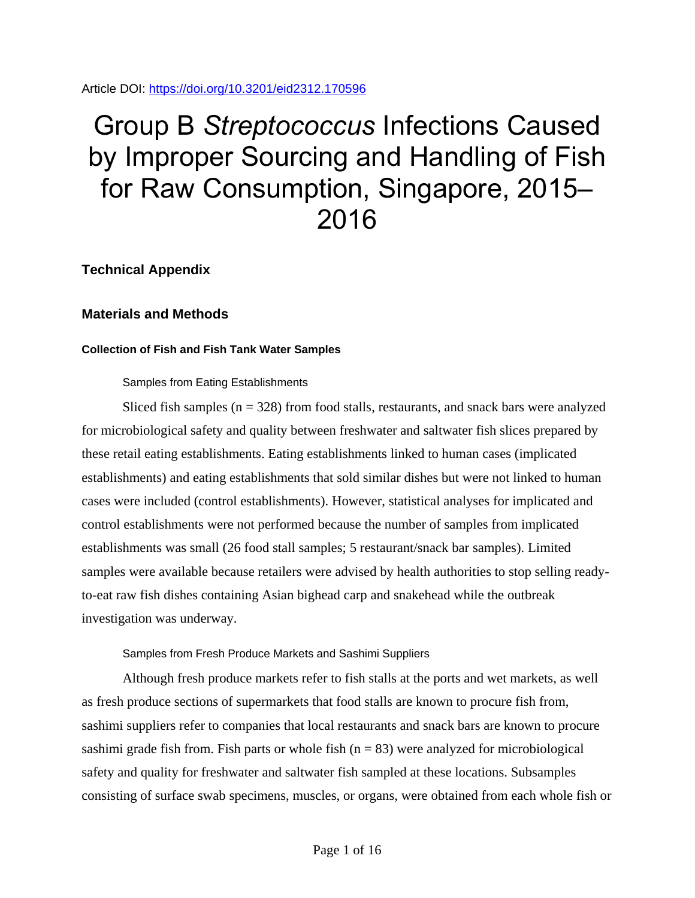Article DOI: https://doi.org/10.3201/eid2312.170596

# Group B *Streptococcus* Infections Caused by Improper Sourcing and Handling of Fish for Raw Consumption, Singapore, 2015–2016

## Technical Appendix

## Materials and Methods

### Collection of Fish and Fish Tank Water Samples

#### Samples from Eating Establishments

Sliced fish samples (n = 328) from food stalls, restaurants, and snack bars were analyzed for microbiological safety and quality between freshwater and saltwater fish slices prepared by these retail eating establishments. Eating establishments linked to human cases (implicated establishments) and eating establishments that sold similar dishes but were not linked to human cases were included (control establishments). However, statistical analyses for implicated and control establishments were not performed because the number of samples from implicated establishments was small (26 food stall samples; 5 restaurant/snack bar samples). Limited samples were available because retailers were advised by health authorities to stop selling ready-to-eat raw fish dishes containing Asian bighead carp and snakehead while the outbreak investigation was underway.

#### Samples from Fresh Produce Markets and Sashimi Suppliers

Although fresh produce markets refer to fish stalls at the ports and wet markets, as well as fresh produce sections of supermarkets that food stalls are known to procure fish from, sashimi suppliers refer to companies that local restaurants and snack bars are known to procure sashimi grade fish from. Fish parts or whole fish (n = 83) were analyzed for microbiological safety and quality for freshwater and saltwater fish sampled at these locations. Subsamples consisting of surface swab specimens, muscles, or organs, were obtained from each whole fish or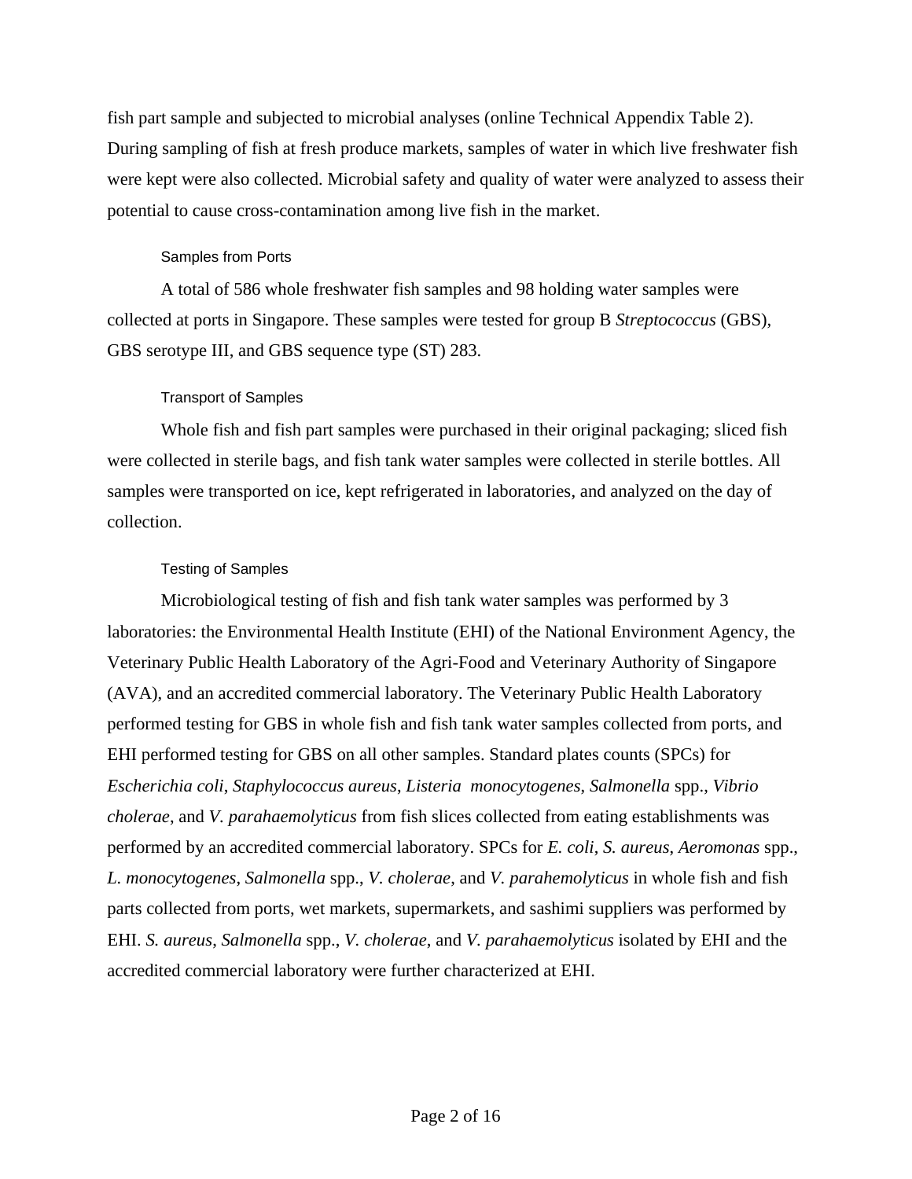fish part sample and subjected to microbial analyses (online Technical Appendix Table 2). During sampling of fish at fresh produce markets, samples of water in which live freshwater fish were kept were also collected. Microbial safety and quality of water were analyzed to assess their potential to cause cross-contamination among live fish in the market.

### Samples from Ports

A total of 586 whole freshwater fish samples and 98 holding water samples were collected at ports in Singapore. These samples were tested for group B *Streptococcus* (GBS), GBS serotype III, and GBS sequence type (ST) 283.

### Transport of Samples

Whole fish and fish part samples were purchased in their original packaging; sliced fish were collected in sterile bags, and fish tank water samples were collected in sterile bottles. All samples were transported on ice, kept refrigerated in laboratories, and analyzed on the day of collection.

### Testing of Samples

Microbiological testing of fish and fish tank water samples was performed by 3 laboratories: the Environmental Health Institute (EHI) of the National Environment Agency, the Veterinary Public Health Laboratory of the Agri-Food and Veterinary Authority of Singapore (AVA), and an accredited commercial laboratory. The Veterinary Public Health Laboratory performed testing for GBS in whole fish and fish tank water samples collected from ports, and EHI performed testing for GBS on all other samples. Standard plates counts (SPCs) for *Escherichia coli*, *Staphylococcus aureus*, *Listeria monocytogenes*, *Salmonella* spp., *Vibrio cholerae*, and *V. parahaemolyticus* from fish slices collected from eating establishments was performed by an accredited commercial laboratory. SPCs for *E. coli*, *S. aureus*, *Aeromonas* spp., *L. monocytogenes*, *Salmonella* spp., *V. cholerae*, and *V. parahemolyticus* in whole fish and fish parts collected from ports, wet markets, supermarkets, and sashimi suppliers was performed by EHI. *S. aureus*, *Salmonella* spp., *V. cholerae*, and *V. parahaemolyticus* isolated by EHI and the accredited commercial laboratory were further characterized at EHI.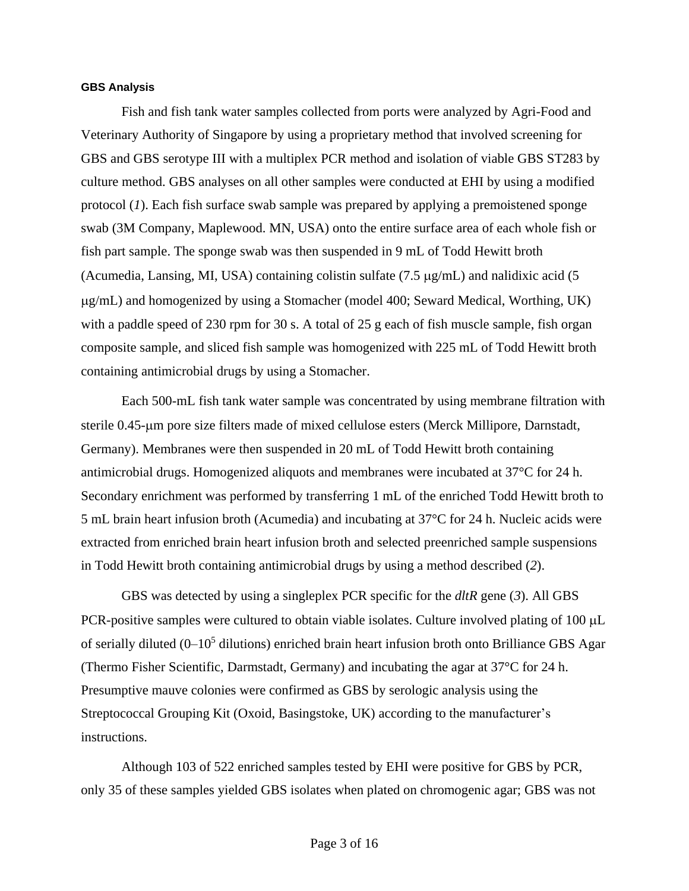### GBS Analysis

Fish and fish tank water samples collected from ports were analyzed by Agri-Food and Veterinary Authority of Singapore by using a proprietary method that involved screening for GBS and GBS serotype III with a multiplex PCR method and isolation of viable GBS ST283 by culture method. GBS analyses on all other samples were conducted at EHI by using a modified protocol (*1*). Each fish surface swab sample was prepared by applying a premoistened sponge swab (3M Company, Maplewood. MN, USA) onto the entire surface area of each whole fish or fish part sample. The sponge swab was then suspended in 9 mL of Todd Hewitt broth (Acumedia, Lansing, MI, USA) containing colistin sulfate (7.5 μg/mL) and nalidixic acid (5 μg/mL) and homogenized by using a Stomacher (model 400; Seward Medical, Worthing, UK) with a paddle speed of 230 rpm for 30 s. A total of 25 g each of fish muscle sample, fish organ composite sample, and sliced fish sample was homogenized with 225 mL of Todd Hewitt broth containing antimicrobial drugs by using a Stomacher.

Each 500-mL fish tank water sample was concentrated by using membrane filtration with sterile 0.45-μm pore size filters made of mixed cellulose esters (Merck Millipore, Darnstadt, Germany). Membranes were then suspended in 20 mL of Todd Hewitt broth containing antimicrobial drugs. Homogenized aliquots and membranes were incubated at 37°C for 24 h. Secondary enrichment was performed by transferring 1 mL of the enriched Todd Hewitt broth to 5 mL brain heart infusion broth (Acumedia) and incubating at 37°C for 24 h. Nucleic acids were extracted from enriched brain heart infusion broth and selected preenriched sample suspensions in Todd Hewitt broth containing antimicrobial drugs by using a method described (*2*).

GBS was detected by using a singleplex PCR specific for the *dltR* gene (*3*). All GBS PCR-positive samples were cultured to obtain viable isolates. Culture involved plating of 100 μL of serially diluted ($0–10^5$ dilutions) enriched brain heart infusion broth onto Brilliance GBS Agar (Thermo Fisher Scientific, Darmstadt, Germany) and incubating the agar at 37°C for 24 h. Presumptive mauve colonies were confirmed as GBS by serologic analysis using the Streptococcal Grouping Kit (Oxoid, Basingstoke, UK) according to the manufacturer's instructions.

Although 103 of 522 enriched samples tested by EHI were positive for GBS by PCR, only 35 of these samples yielded GBS isolates when plated on chromogenic agar; GBS was not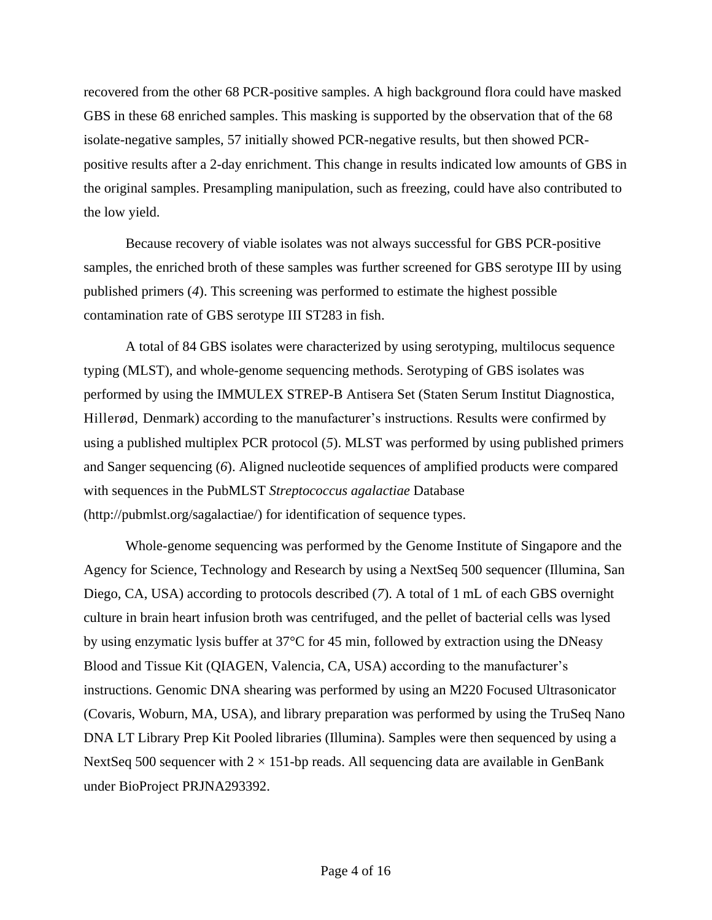recovered from the other 68 PCR-positive samples. A high background flora could have masked GBS in these 68 enriched samples. This masking is supported by the observation that of the 68 isolate-negative samples, 57 initially showed PCR-negative results, but then showed PCR-positive results after a 2-day enrichment. This change in results indicated low amounts of GBS in the original samples. Presampling manipulation, such as freezing, could have also contributed to the low yield.

Because recovery of viable isolates was not always successful for GBS PCR-positive samples, the enriched broth of these samples was further screened for GBS serotype III by using published primers (*4*). This screening was performed to estimate the highest possible contamination rate of GBS serotype III ST283 in fish.

A total of 84 GBS isolates were characterized by using serotyping, multilocus sequence typing (MLST), and whole-genome sequencing methods. Serotyping of GBS isolates was performed by using the IMMULEX STREP-B Antisera Set (Staten Serum Institut Diagnostica, Hillerød, Denmark) according to the manufacturer's instructions. Results were confirmed by using a published multiplex PCR protocol (*5*). MLST was performed by using published primers and Sanger sequencing (*6*). Aligned nucleotide sequences of amplified products were compared with sequences in the PubMLST *Streptococcus agalactiae* Database (http://pubmlst.org/sagalactiae/) for identification of sequence types.

Whole-genome sequencing was performed by the Genome Institute of Singapore and the Agency for Science, Technology and Research by using a NextSeq 500 sequencer (Illumina, San Diego, CA, USA) according to protocols described (*7*). A total of 1 mL of each GBS overnight culture in brain heart infusion broth was centrifuged, and the pellet of bacterial cells was lysed by using enzymatic lysis buffer at 37°C for 45 min, followed by extraction using the DNeasy Blood and Tissue Kit (QIAGEN, Valencia, CA, USA) according to the manufacturer's instructions. Genomic DNA shearing was performed by using an M220 Focused Ultrasonicator (Covaris, Woburn, MA, USA), and library preparation was performed by using the TruSeq Nano DNA LT Library Prep Kit Pooled libraries (Illumina). Samples were then sequenced by using a NextSeq 500 sequencer with $2 \times 151$-bp reads. All sequencing data are available in GenBank under BioProject PRJNA293392.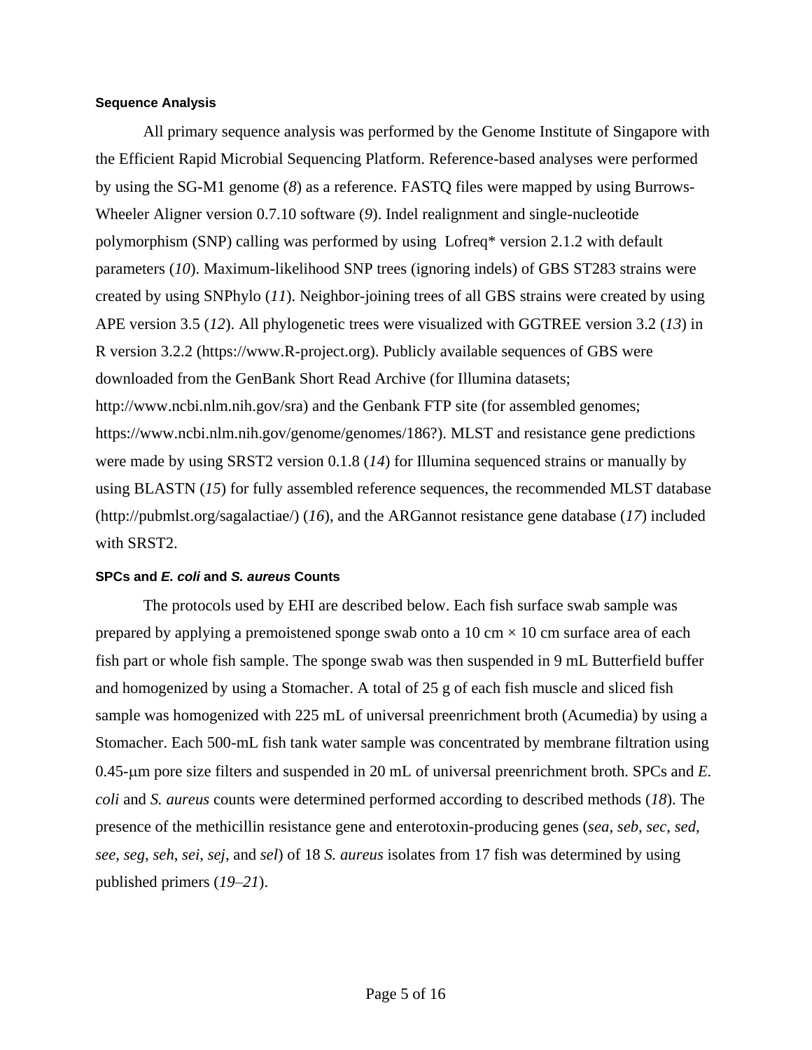### Sequence Analysis

All primary sequence analysis was performed by the Genome Institute of Singapore with the Efficient Rapid Microbial Sequencing Platform. Reference-based analyses were performed by using the SG-M1 genome (*8*) as a reference. FASTQ files were mapped by using Burrows-Wheeler Aligner version 0.7.10 software (*9*). Indel realignment and single-nucleotide polymorphism (SNP) calling was performed by using Lofreq* version 2.1.2 with default parameters (*10*). Maximum-likelihood SNP trees (ignoring indels) of GBS ST283 strains were created by using SNPhylo (*11*). Neighbor-joining trees of all GBS strains were created by using APE version 3.5 (*12*). All phylogenetic trees were visualized with GGTREE version 3.2 (*13*) in R version 3.2.2 (https://www.R-project.org). Publicly available sequences of GBS were downloaded from the GenBank Short Read Archive (for Illumina datasets; http://www.ncbi.nlm.nih.gov/sra) and the Genbank FTP site (for assembled genomes; https://www.ncbi.nlm.nih.gov/genome/genomes/186?). MLST and resistance gene predictions were made by using SRST2 version 0.1.8 (*14*) for Illumina sequenced strains or manually by using BLASTN (*15*) for fully assembled reference sequences, the recommended MLST database (http://pubmlst.org/sagalactiae/) (*16*), and the ARGannot resistance gene database (*17*) included with SRST2.

### SPCs and *E. coli* and *S. aureus* Counts

The protocols used by EHI are described below. Each fish surface swab sample was prepared by applying a premoistened sponge swab onto a 10 cm × 10 cm surface area of each fish part or whole fish sample. The sponge swab was then suspended in 9 mL Butterfield buffer and homogenized by using a Stomacher. A total of 25 g of each fish muscle and sliced fish sample was homogenized with 225 mL of universal preenrichment broth (Acumedia) by using a Stomacher. Each 500-mL fish tank water sample was concentrated by membrane filtration using 0.45-μm pore size filters and suspended in 20 mL of universal preenrichment broth. SPCs and *E. coli* and *S. aureus* counts were determined performed according to described methods (*18*). The presence of the methicillin resistance gene and enterotoxin-producing genes (*sea*, *seb*, *sec*, *sed*, *see*, *seg*, *seh*, *sei*, *sej*, and *sel*) of 18 *S. aureus* isolates from 17 fish was determined by using published primers (*19*–*21*).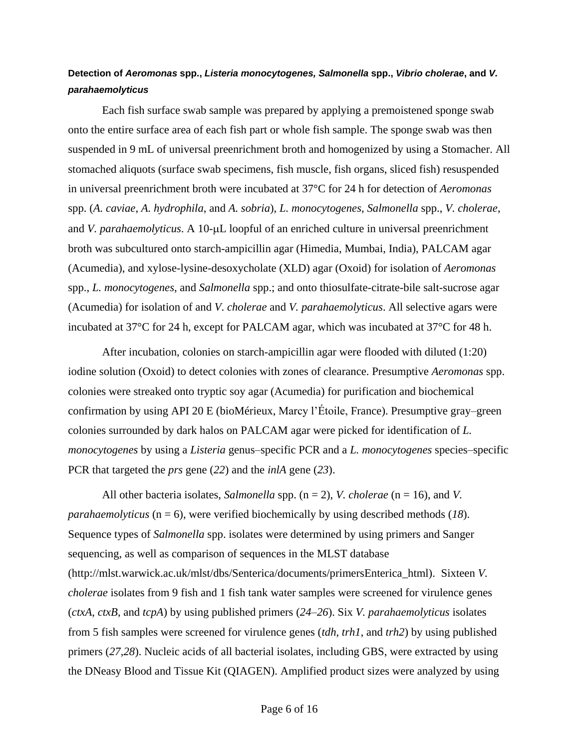### Detection of *Aeromonas* spp., *Listeria monocytogenes, Salmonella* spp., *Vibrio cholerae*, and *V. parahaemolyticus*

Each fish surface swab sample was prepared by applying a premoistened sponge swab onto the entire surface area of each fish part or whole fish sample. The sponge swab was then suspended in 9 mL of universal preenrichment broth and homogenized by using a Stomacher. All stomached aliquots (surface swab specimens, fish muscle, fish organs, sliced fish) resuspended in universal preenrichment broth were incubated at 37°C for 24 h for detection of *Aeromonas* spp. (*A. caviae*, *A. hydrophila*, and *A. sobria*), *L. monocytogenes*, *Salmonella* spp., *V. cholerae*, and *V. parahaemolyticus*. A 10-μL loopful of an enriched culture in universal preenrichment broth was subcultured onto starch-ampicillin agar (Himedia, Mumbai, India), PALCAM agar (Acumedia), and xylose-lysine-desoxycholate (XLD) agar (Oxoid) for isolation of *Aeromonas* spp., *L. monocytogenes*, and *Salmonella* spp.; and onto thiosulfate-citrate-bile salt-sucrose agar (Acumedia) for isolation of and *V. cholerae* and *V. parahaemolyticus*. All selective agars were incubated at 37°C for 24 h, except for PALCAM agar, which was incubated at 37°C for 48 h.

After incubation, colonies on starch-ampicillin agar were flooded with diluted (1:20) iodine solution (Oxoid) to detect colonies with zones of clearance. Presumptive *Aeromonas* spp. colonies were streaked onto tryptic soy agar (Acumedia) for purification and biochemical confirmation by using API 20 E (bioMérieux, Marcy l'Étoile, France). Presumptive gray–green colonies surrounded by dark halos on PALCAM agar were picked for identification of *L. monocytogenes* by using a *Listeria* genus–specific PCR and a *L. monocytogenes* species–specific PCR that targeted the *prs* gene (*22*) and the *inlA* gene (*23*).

All other bacteria isolates, *Salmonella* spp. (n = 2), *V. cholerae* (n = 16), and *V. parahaemolyticus* (n = 6), were verified biochemically by using described methods (*18*). Sequence types of *Salmonella* spp. isolates were determined by using primers and Sanger sequencing, as well as comparison of sequences in the MLST database (http://mlst.warwick.ac.uk/mlst/dbs/Senterica/documents/primersEnterica_html). Sixteen *V. cholerae* isolates from 9 fish and 1 fish tank water samples were screened for virulence genes (*ctxA*, *ctxB*, and *tcpA*) by using published primers (*24*–*26*). Six *V. parahaemolyticus* isolates from 5 fish samples were screened for virulence genes (*tdh*, *trh1*, and *trh2*) by using published primers (*27*,*28*). Nucleic acids of all bacterial isolates, including GBS, were extracted by using the DNeasy Blood and Tissue Kit (QIAGEN). Amplified product sizes were analyzed by using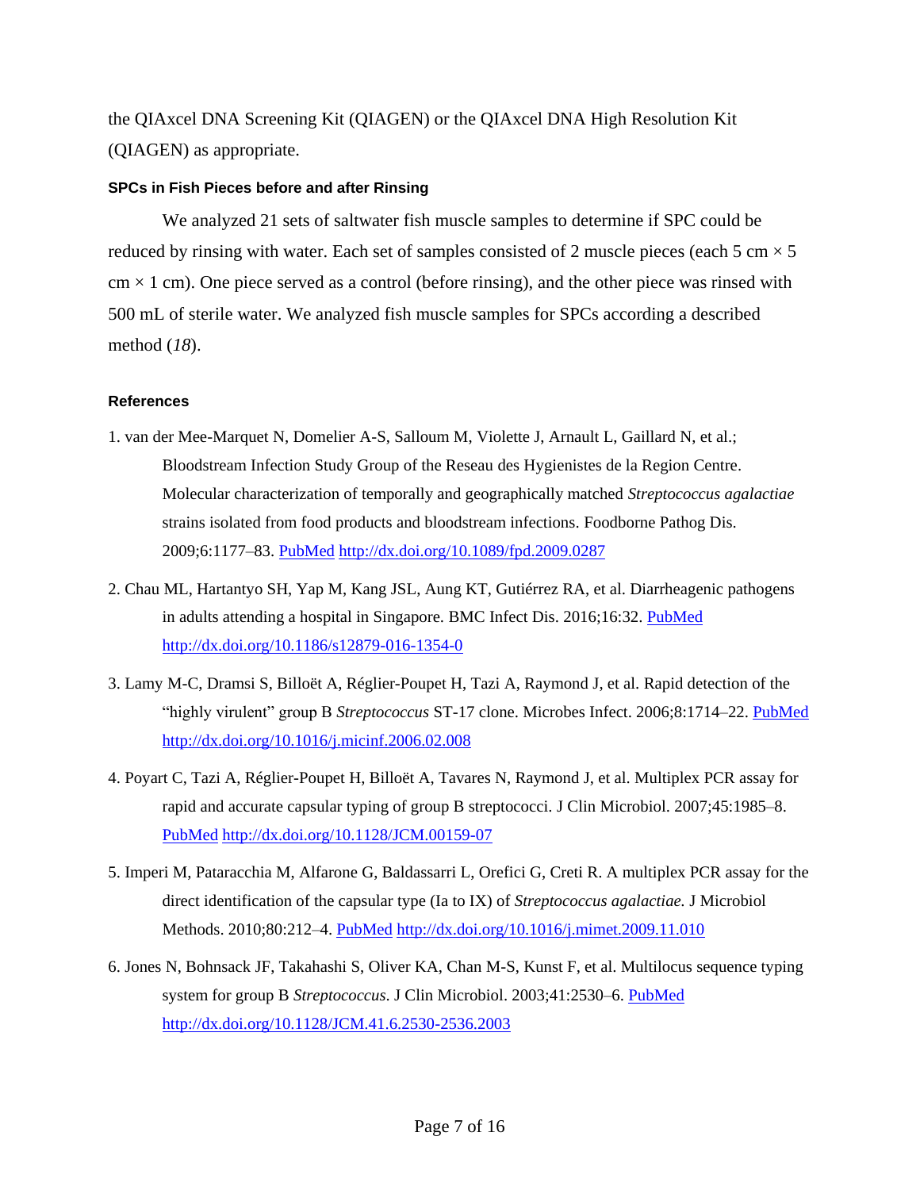the QIAxcel DNA Screening Kit (QIAGEN) or the QIAxcel DNA High Resolution Kit (QIAGEN) as appropriate.

### SPCs in Fish Pieces before and after Rinsing

We analyzed 21 sets of saltwater fish muscle samples to determine if SPC could be reduced by rinsing with water. Each set of samples consisted of 2 muscle pieces (each 5 cm × 5 cm × 1 cm). One piece served as a control (before rinsing), and the other piece was rinsed with 500 mL of sterile water. We analyzed fish muscle samples for SPCs according a described method (*18*).

### References

1. van der Mee-Marquet N, Domelier A-S, Salloum M, Violette J, Arnault L, Gaillard N, et al.; Bloodstream Infection Study Group of the Reseau des Hygienistes de la Region Centre. Molecular characterization of temporally and geographically matched *Streptococcus agalactiae* strains isolated from food products and bloodstream infections. Foodborne Pathog Dis. 2009;6:1177–83. PubMed http://dx.doi.org/10.1089/fpd.2009.0287

2. Chau ML, Hartantyo SH, Yap M, Kang JSL, Aung KT, Gutiérrez RA, et al. Diarrheagenic pathogens in adults attending a hospital in Singapore. BMC Infect Dis. 2016;16:32. PubMed http://dx.doi.org/10.1186/s12879-016-1354-0

3. Lamy M-C, Dramsi S, Billoët A, Réglier-Poupet H, Tazi A, Raymond J, et al. Rapid detection of the "highly virulent" group B *Streptococcus* ST-17 clone. Microbes Infect. 2006;8:1714–22. PubMed http://dx.doi.org/10.1016/j.micinf.2006.02.008

4. Poyart C, Tazi A, Réglier-Poupet H, Billoët A, Tavares N, Raymond J, et al. Multiplex PCR assay for rapid and accurate capsular typing of group B streptococci. J Clin Microbiol. 2007;45:1985–8. PubMed http://dx.doi.org/10.1128/JCM.00159-07

5. Imperi M, Pataracchia M, Alfarone G, Baldassarri L, Orefici G, Creti R. A multiplex PCR assay for the direct identification of the capsular type (Ia to IX) of *Streptococcus agalactiae.* J Microbiol Methods. 2010;80:212–4. PubMed http://dx.doi.org/10.1016/j.mimet.2009.11.010

6. Jones N, Bohnsack JF, Takahashi S, Oliver KA, Chan M-S, Kunst F, et al. Multilocus sequence typing system for group B *Streptococcus*. J Clin Microbiol. 2003;41:2530–6. PubMed http://dx.doi.org/10.1128/JCM.41.6.2530-2536.2003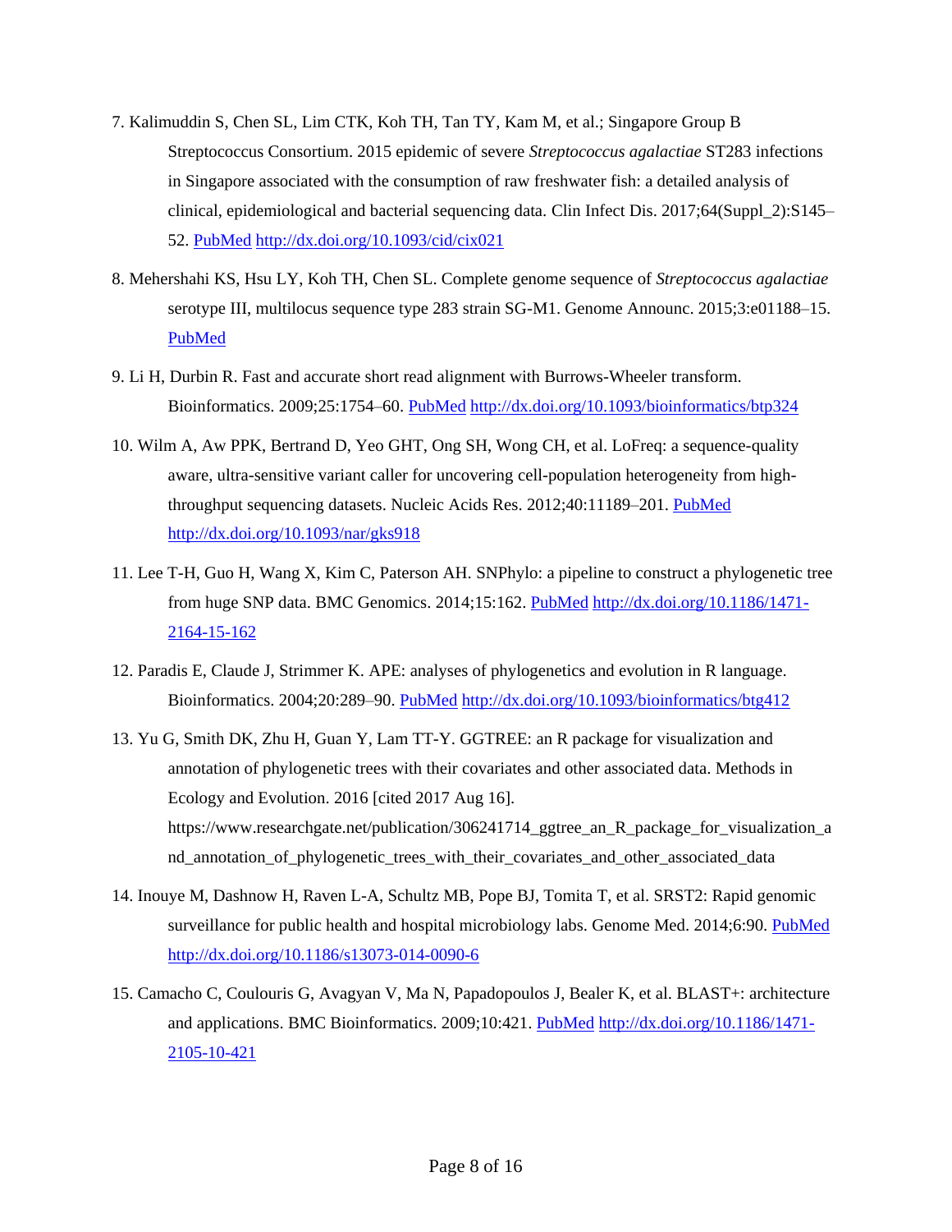7. Kalimuddin S, Chen SL, Lim CTK, Koh TH, Tan TY, Kam M, et al.; Singapore Group B Streptococcus Consortium. 2015 epidemic of severe *Streptococcus agalactiae* ST283 infections in Singapore associated with the consumption of raw freshwater fish: a detailed analysis of clinical, epidemiological and bacterial sequencing data. Clin Infect Dis. 2017;64(Suppl_2):S145–52. PubMed http://dx.doi.org/10.1093/cid/cix021

8. Mehershahi KS, Hsu LY, Koh TH, Chen SL. Complete genome sequence of *Streptococcus agalactiae* serotype III, multilocus sequence type 283 strain SG-M1. Genome Announc. 2015;3:e01188–15. PubMed

9. Li H, Durbin R. Fast and accurate short read alignment with Burrows-Wheeler transform. Bioinformatics. 2009;25:1754–60. PubMed http://dx.doi.org/10.1093/bioinformatics/btp324

10. Wilm A, Aw PPK, Bertrand D, Yeo GHT, Ong SH, Wong CH, et al. LoFreq: a sequence-quality aware, ultra-sensitive variant caller for uncovering cell-population heterogeneity from high-throughput sequencing datasets. Nucleic Acids Res. 2012;40:11189–201. PubMed http://dx.doi.org/10.1093/nar/gks918

11. Lee T-H, Guo H, Wang X, Kim C, Paterson AH. SNPhylo: a pipeline to construct a phylogenetic tree from huge SNP data. BMC Genomics. 2014;15:162. PubMed http://dx.doi.org/10.1186/1471-2164-15-162

12. Paradis E, Claude J, Strimmer K. APE: analyses of phylogenetics and evolution in R language. Bioinformatics. 2004;20:289–90. PubMed http://dx.doi.org/10.1093/bioinformatics/btg412

13. Yu G, Smith DK, Zhu H, Guan Y, Lam TT-Y. GGTREE: an R package for visualization and annotation of phylogenetic trees with their covariates and other associated data. Methods in Ecology and Evolution. 2016 [cited 2017 Aug 16]. https://www.researchgate.net/publication/306241714_ggtree_an_R_package_for_visualization_and_annotation_of_phylogenetic_trees_with_their_covariates_and_other_associated_data

14. Inouye M, Dashnow H, Raven L-A, Schultz MB, Pope BJ, Tomita T, et al. SRST2: Rapid genomic surveillance for public health and hospital microbiology labs. Genome Med. 2014;6:90. PubMed http://dx.doi.org/10.1186/s13073-014-0090-6

15. Camacho C, Coulouris G, Avagyan V, Ma N, Papadopoulos J, Bealer K, et al. BLAST+: architecture and applications. BMC Bioinformatics. 2009;10:421. PubMed http://dx.doi.org/10.1186/1471-2105-10-421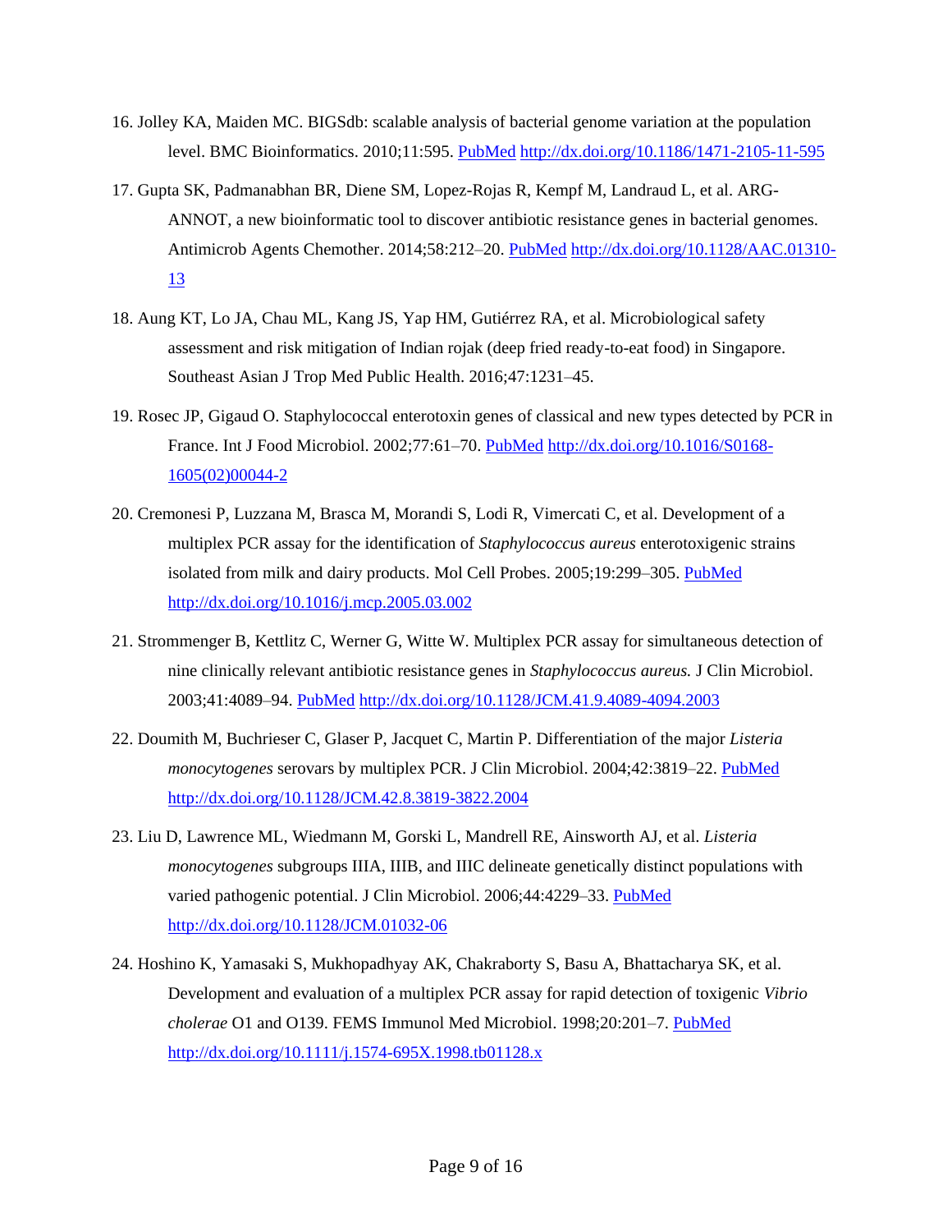16. Jolley KA, Maiden MC. BIGSdb: scalable analysis of bacterial genome variation at the population level. BMC Bioinformatics. 2010;11:595. PubMed http://dx.doi.org/10.1186/1471-2105-11-595

17. Gupta SK, Padmanabhan BR, Diene SM, Lopez-Rojas R, Kempf M, Landraud L, et al. ARG-ANNOT, a new bioinformatic tool to discover antibiotic resistance genes in bacterial genomes. Antimicrob Agents Chemother. 2014;58:212–20. PubMed http://dx.doi.org/10.1128/AAC.01310-13

18. Aung KT, Lo JA, Chau ML, Kang JS, Yap HM, Gutiérrez RA, et al. Microbiological safety assessment and risk mitigation of Indian rojak (deep fried ready-to-eat food) in Singapore. Southeast Asian J Trop Med Public Health. 2016;47:1231–45.

19. Rosec JP, Gigaud O. Staphylococcal enterotoxin genes of classical and new types detected by PCR in France. Int J Food Microbiol. 2002;77:61–70. PubMed http://dx.doi.org/10.1016/S0168-1605(02)00044-2

20. Cremonesi P, Luzzana M, Brasca M, Morandi S, Lodi R, Vimercati C, et al. Development of a multiplex PCR assay for the identification of *Staphylococcus aureus* enterotoxigenic strains isolated from milk and dairy products. Mol Cell Probes. 2005;19:299–305. PubMed http://dx.doi.org/10.1016/j.mcp.2005.03.002

21. Strommenger B, Kettlitz C, Werner G, Witte W. Multiplex PCR assay for simultaneous detection of nine clinically relevant antibiotic resistance genes in *Staphylococcus aureus.* J Clin Microbiol. 2003;41:4089–94. PubMed http://dx.doi.org/10.1128/JCM.41.9.4089-4094.2003

22. Doumith M, Buchrieser C, Glaser P, Jacquet C, Martin P. Differentiation of the major *Listeria monocytogenes* serovars by multiplex PCR. J Clin Microbiol. 2004;42:3819–22. PubMed http://dx.doi.org/10.1128/JCM.42.8.3819-3822.2004

23. Liu D, Lawrence ML, Wiedmann M, Gorski L, Mandrell RE, Ainsworth AJ, et al. *Listeria monocytogenes* subgroups IIIA, IIIB, and IIIC delineate genetically distinct populations with varied pathogenic potential. J Clin Microbiol. 2006;44:4229–33. PubMed http://dx.doi.org/10.1128/JCM.01032-06

24. Hoshino K, Yamasaki S, Mukhopadhyay AK, Chakraborty S, Basu A, Bhattacharya SK, et al. Development and evaluation of a multiplex PCR assay for rapid detection of toxigenic *Vibrio cholerae* O1 and O139. FEMS Immunol Med Microbiol. 1998;20:201–7. PubMed http://dx.doi.org/10.1111/j.1574-695X.1998.tb01128.x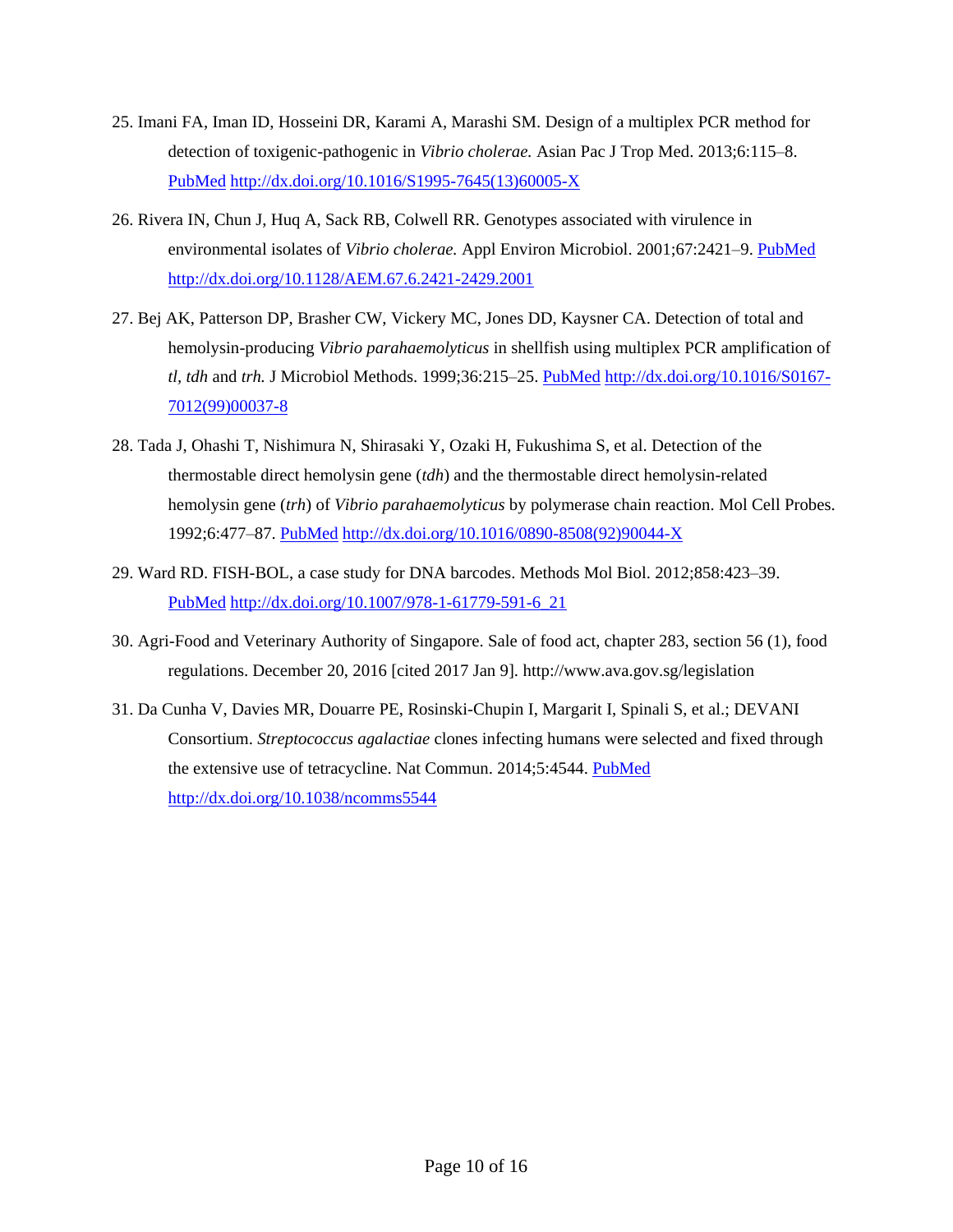25. Imani FA, Iman ID, Hosseini DR, Karami A, Marashi SM. Design of a multiplex PCR method for detection of toxigenic-pathogenic in *Vibrio cholerae.* Asian Pac J Trop Med. 2013;6:115–8. PubMed http://dx.doi.org/10.1016/S1995-7645(13)60005-X

26. Rivera IN, Chun J, Huq A, Sack RB, Colwell RR. Genotypes associated with virulence in environmental isolates of *Vibrio cholerae.* Appl Environ Microbiol. 2001;67:2421–9. PubMed http://dx.doi.org/10.1128/AEM.67.6.2421-2429.2001

27. Bej AK, Patterson DP, Brasher CW, Vickery MC, Jones DD, Kaysner CA. Detection of total and hemolysin-producing *Vibrio parahaemolyticus* in shellfish using multiplex PCR amplification of *tl, tdh* and *trh.* J Microbiol Methods. 1999;36:215–25. PubMed http://dx.doi.org/10.1016/S0167-7012(99)00037-8

28. Tada J, Ohashi T, Nishimura N, Shirasaki Y, Ozaki H, Fukushima S, et al. Detection of the thermostable direct hemolysin gene (*tdh*) and the thermostable direct hemolysin-related hemolysin gene (*trh*) of *Vibrio parahaemolyticus* by polymerase chain reaction. Mol Cell Probes. 1992;6:477–87. PubMed http://dx.doi.org/10.1016/0890-8508(92)90044-X

29. Ward RD. FISH-BOL, a case study for DNA barcodes. Methods Mol Biol. 2012;858:423–39. PubMed http://dx.doi.org/10.1007/978-1-61779-591-6_21

30. Agri-Food and Veterinary Authority of Singapore. Sale of food act, chapter 283, section 56 (1), food regulations. December 20, 2016 [cited 2017 Jan 9]. http://www.ava.gov.sg/legislation

31. Da Cunha V, Davies MR, Douarre PE, Rosinski-Chupin I, Margarit I, Spinali S, et al.; DEVANI Consortium. *Streptococcus agalactiae* clones infecting humans were selected and fixed through the extensive use of tetracycline. Nat Commun. 2014;5:4544. PubMed http://dx.doi.org/10.1038/ncomms5544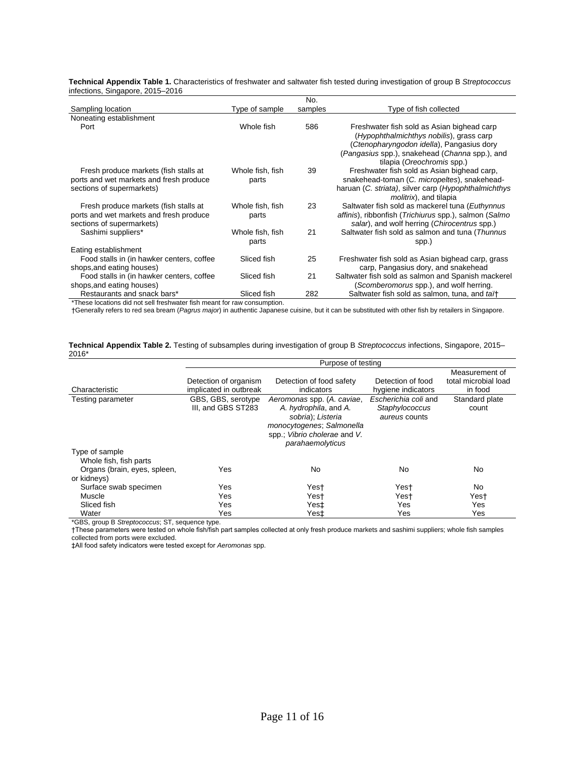**Technical Appendix Table 1.** Characteristics of freshwater and saltwater fish tested during investigation of group B *Streptococcus* infections, Singapore, 2015–2016

| Sampling location | Type of sample | No. samples | Type of fish collected |
|---|---|---|---|
| Noneating establishment | | | |
| Port | Whole fish | 586 | Freshwater fish sold as Asian bighead carp (*Hypophthalmichthys nobilis*), grass carp (*Ctenopharyngodon idella*), Pangasius dory (*Pangasius* spp.), snakehead (*Channa* spp.), and tilapia (*Oreochromis* spp.) |
| Fresh produce markets (fish stalls at ports and wet markets and fresh produce sections of supermarkets) | Whole fish, fish parts | 39 | Freshwater fish sold as Asian bighead carp, snakehead-toman (*C. micropeltes*), snakehead-haruan (*C. striata*), silver carp (*Hypophthalmichthys molitrix*), and tilapia |
| Fresh produce markets (fish stalls at ports and wet markets and fresh produce sections of supermarkets) | Whole fish, fish parts | 23 | Saltwater fish sold as mackerel tuna (*Euthynnus affinis*), ribbonfish (*Trichiurus* spp.), salmon (*Salmo salar*), and wolf herring (*Chirocentrus* spp.) |
| Sashimi suppliers* | Whole fish, fish parts | 21 | Saltwater fish sold as salmon and tuna (*Thunnus* spp.) |
| Eating establishment | | | |
| Food stalls in (in hawker centers, coffee shops,and eating houses) | Sliced fish | 25 | Freshwater fish sold as Asian bighead carp, grass carp, Pangasius dory, and snakehead |
| Food stalls in (in hawker centers, coffee shops,and eating houses) | Sliced fish | 21 | Saltwater fish sold as salmon and Spanish mackerel (*Scomberomorus* spp.), and wolf herring. |
| Restaurants and snack bars* | Sliced fish | 282 | Saltwater fish sold as salmon, tuna, and *tai*† |

*These locations did not sell freshwater fish meant for raw consumption.
†Generally refers to red sea bream (*Pagrus major*) in authentic Japanese cuisine, but it can be substituted with other fish by retailers in Singapore.

**Technical Appendix Table 2.** Testing of subsamples during investigation of group B *Streptococcus* infections, Singapore, 2015–2016*

| | Purpose of testing | | | |
|---|---|---|---|---|
| Characteristic | Detection of organism implicated in outbreak | Detection of food safety indicators | Detection of food hygiene indicators | Measurement of total microbial load in food |
| Testing parameter | GBS, GBS, serotype III, and GBS ST283 | *Aeromonas* spp. (*A. caviae*, *A. hydrophila*, and *A. sobria*); *Listeria monocytogenes*; *Salmonella* spp.; *Vibrio cholerae* and *V. parahaemolyticus* | *Escherichia coli* and *Staphylococcus aureus* counts | Standard plate count |
| Type of sample | | | | |
| Whole fish, fish parts | | | | |
| Organs (brain, eyes, spleen, or kidneys) | Yes | No | No | No |
| Surface swab specimen | Yes | Yes† | Yes† | No |
| Muscle | Yes | Yes† | Yes† | Yes† |
| Sliced fish | Yes | Yes‡ | Yes | Yes |
| Water | Yes | Yes‡ | Yes | Yes |

*GBS, group B *Streptococcus*; ST, sequence type.
†These parameters were tested on whole fish/fish part samples collected at only fresh produce markets and sashimi suppliers; whole fish samples collected from ports were excluded.
‡All food safety indicators were tested except for *Aeromonas* spp.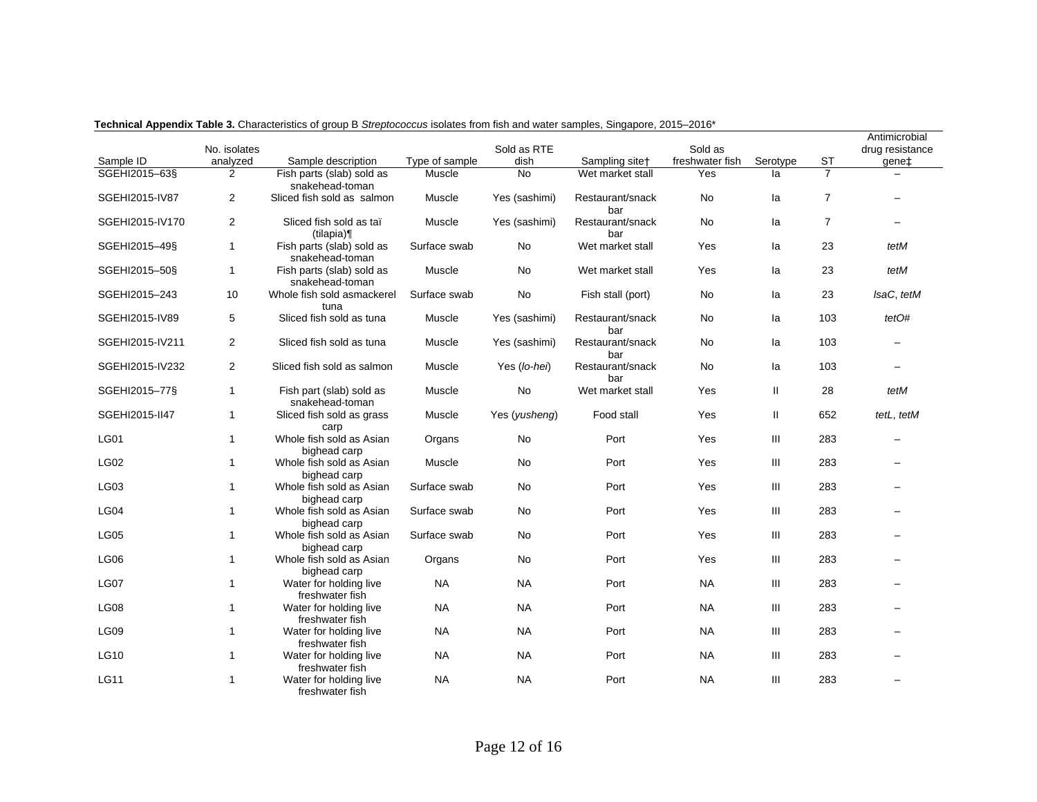**Technical Appendix Table 3.** Characteristics of group B *Streptococcus* isolates from fish and water samples, Singapore, 2015–2016*

| Sample ID | No. isolates analyzed | Sample description | Type of sample | Sold as RTE dish | Sampling site† | Sold as freshwater fish | Serotype | ST | Antimicrobial drug resistance gene‡ |
|---|---|---|---|---|---|---|---|---|---|
| SGEHI2015–63§ | 2 | Fish parts (slab) sold as snakehead-toman | Muscle | No | Wet market stall | Yes | Ia | 7 | – |
| SGEHI2015-IV87 | 2 | Sliced fish sold as salmon | Muscle | Yes (sashimi) | Restaurant/snack bar | No | Ia | 7 | – |
| SGEHI2015-IV170 | 2 | Sliced fish sold as taï (tilapia)¶ | Muscle | Yes (sashimi) | Restaurant/snack bar | No | Ia | 7 | – |
| SGEHI2015–49§ | 1 | Fish parts (slab) sold as snakehead-toman | Surface swab | No | Wet market stall | Yes | Ia | 23 | *tetM* |
| SGEHI2015–50§ | 1 | Fish parts (slab) sold as snakehead-toman | Muscle | No | Wet market stall | Yes | Ia | 23 | *tetM* |
| SGEHI2015–243 | 10 | Whole fish sold asmackerel tuna | Surface swab | No | Fish stall (port) | No | Ia | 23 | *lsaC*, *tetM* |
| SGEHI2015-IV89 | 5 | Sliced fish sold as tuna | Muscle | Yes (sashimi) | Restaurant/snack bar | No | Ia | 103 | *tetO*# |
| SGEHI2015-IV211 | 2 | Sliced fish sold as tuna | Muscle | Yes (sashimi) | Restaurant/snack bar | No | Ia | 103 | – |
| SGEHI2015-IV232 | 2 | Sliced fish sold as salmon | Muscle | Yes (*lo-hei*) | Restaurant/snack bar | No | Ia | 103 | – |
| SGEHI2015–77§ | 1 | Fish part (slab) sold as snakehead-toman | Muscle | No | Wet market stall | Yes | II | 28 | *tetM* |
| SGEHI2015-II47 | 1 | Sliced fish sold as grass carp | Muscle | Yes (*yusheng*) | Food stall | Yes | II | 652 | *tetL*, *tetM* |
| LG01 | 1 | Whole fish sold as Asian bighead carp | Organs | No | Port | Yes | III | 283 | – |
| LG02 | 1 | Whole fish sold as Asian bighead carp | Muscle | No | Port | Yes | III | 283 | – |
| LG03 | 1 | Whole fish sold as Asian bighead carp | Surface swab | No | Port | Yes | III | 283 | – |
| LG04 | 1 | Whole fish sold as Asian bighead carp | Surface swab | No | Port | Yes | III | 283 | – |
| LG05 | 1 | Whole fish sold as Asian bighead carp | Surface swab | No | Port | Yes | III | 283 | – |
| LG06 | 1 | Whole fish sold as Asian bighead carp | Organs | No | Port | Yes | III | 283 | – |
| LG07 | 1 | Water for holding live freshwater fish | NA | NA | Port | NA | III | 283 | – |
| LG08 | 1 | Water for holding live freshwater fish | NA | NA | Port | NA | III | 283 | – |
| LG09 | 1 | Water for holding live freshwater fish | NA | NA | Port | NA | III | 283 | – |
| LG10 | 1 | Water for holding live freshwater fish | NA | NA | Port | NA | III | 283 | – |
| LG11 | 1 | Water for holding live freshwater fish | NA | NA | Port | NA | III | 283 | – |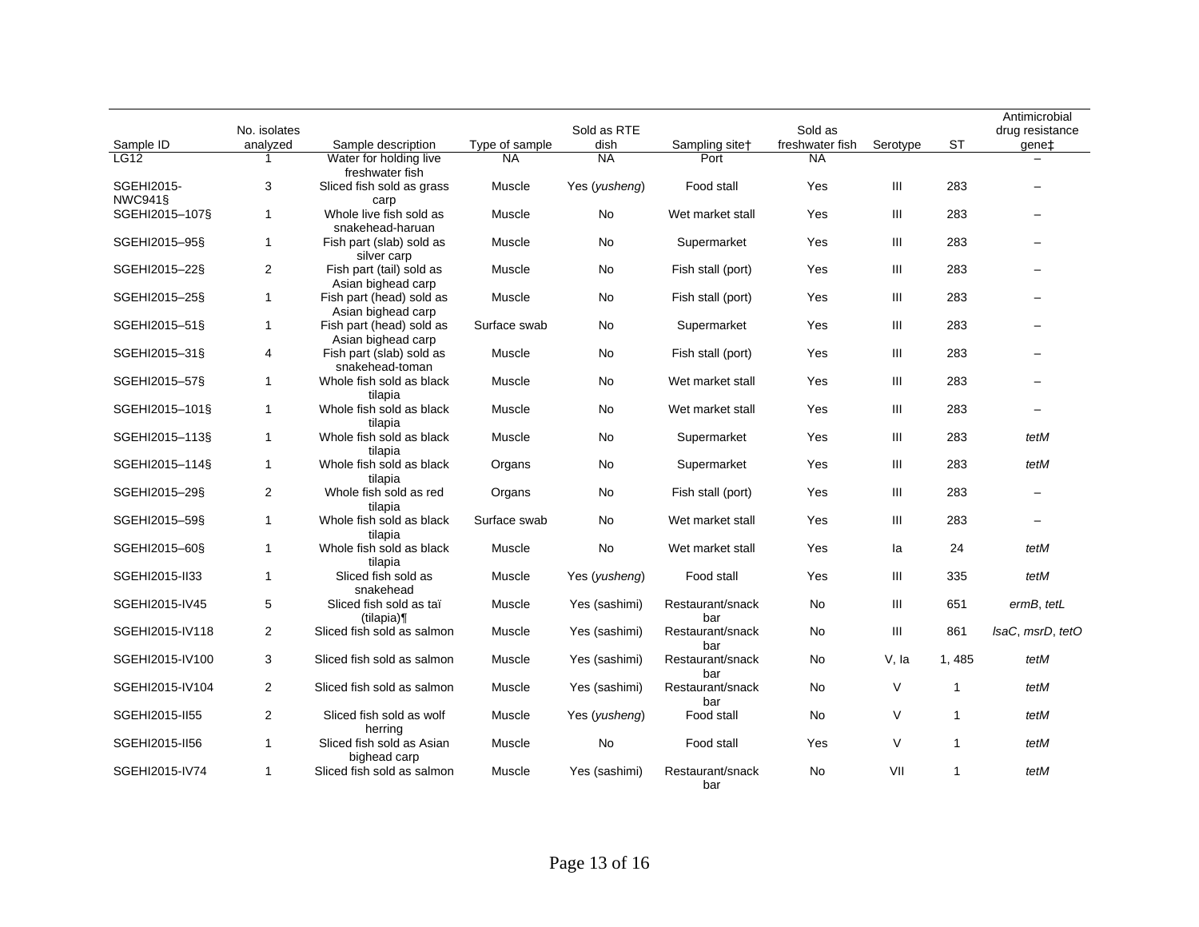| Sample ID | No. isolates analyzed | Sample description | Type of sample | Sold as RTE dish | Sampling site† | Sold as freshwater fish | Serotype | ST | Antimicrobial drug resistance gene‡ |
|---|---|---|---|---|---|---|---|---|---|
| LG12 | 1 | Water for holding live freshwater fish | NA | NA | Port | NA | | | – |
| SGEHI2015-NWC941§ | 3 | Sliced fish sold as grass carp | Muscle | Yes (*yusheng*) | Food stall | Yes | III | 283 | – |
| SGEHI2015–107§ | 1 | Whole live fish sold as snakehead-haruan | Muscle | No | Wet market stall | Yes | III | 283 | – |
| SGEHI2015–95§ | 1 | Fish part (slab) sold as silver carp | Muscle | No | Supermarket | Yes | III | 283 | – |
| SGEHI2015–22§ | 2 | Fish part (tail) sold as Asian bighead carp | Muscle | No | Fish stall (port) | Yes | III | 283 | – |
| SGEHI2015–25§ | 1 | Fish part (head) sold as Asian bighead carp | Muscle | No | Fish stall (port) | Yes | III | 283 | – |
| SGEHI2015–51§ | 1 | Fish part (head) sold as Asian bighead carp | Surface swab | No | Supermarket | Yes | III | 283 | – |
| SGEHI2015–31§ | 4 | Fish part (slab) sold as snakehead-toman | Muscle | No | Fish stall (port) | Yes | III | 283 | – |
| SGEHI2015–57§ | 1 | Whole fish sold as black tilapia | Muscle | No | Wet market stall | Yes | III | 283 | – |
| SGEHI2015–101§ | 1 | Whole fish sold as black tilapia | Muscle | No | Wet market stall | Yes | III | 283 | – |
| SGEHI2015–113§ | 1 | Whole fish sold as black tilapia | Muscle | No | Supermarket | Yes | III | 283 | *tetM* |
| SGEHI2015–114§ | 1 | Whole fish sold as black tilapia | Organs | No | Supermarket | Yes | III | 283 | *tetM* |
| SGEHI2015–29§ | 2 | Whole fish sold as red tilapia | Organs | No | Fish stall (port) | Yes | III | 283 | – |
| SGEHI2015–59§ | 1 | Whole fish sold as black tilapia | Surface swab | No | Wet market stall | Yes | III | 283 | – |
| SGEHI2015–60§ | 1 | Whole fish sold as black tilapia | Muscle | No | Wet market stall | Yes | Ia | 24 | *tetM* |
| SGEHI2015-II33 | 1 | Sliced fish sold as snakehead | Muscle | Yes (*yusheng*) | Food stall | Yes | III | 335 | *tetM* |
| SGEHI2015-IV45 | 5 | Sliced fish sold as taï (tilapia)¶ | Muscle | Yes (sashimi) | Restaurant/snack bar | No | III | 651 | *ermB*, *tetL* |
| SGEHI2015-IV118 | 2 | Sliced fish sold as salmon | Muscle | Yes (sashimi) | Restaurant/snack bar | No | III | 861 | *lsaC*, *msrD*, *tetO* |
| SGEHI2015-IV100 | 3 | Sliced fish sold as salmon | Muscle | Yes (sashimi) | Restaurant/snack bar | No | V, Ia | 1, 485 | *tetM* |
| SGEHI2015-IV104 | 2 | Sliced fish sold as salmon | Muscle | Yes (sashimi) | Restaurant/snack bar | No | V | 1 | *tetM* |
| SGEHI2015-II55 | 2 | Sliced fish sold as wolf herring | Muscle | Yes (*yusheng*) | Food stall | No | V | 1 | *tetM* |
| SGEHI2015-II56 | 1 | Sliced fish sold as Asian bighead carp | Muscle | No | Food stall | Yes | V | 1 | *tetM* |
| SGEHI2015-IV74 | 1 | Sliced fish sold as salmon | Muscle | Yes (sashimi) | Restaurant/snack bar | No | VII | 1 | *tetM* |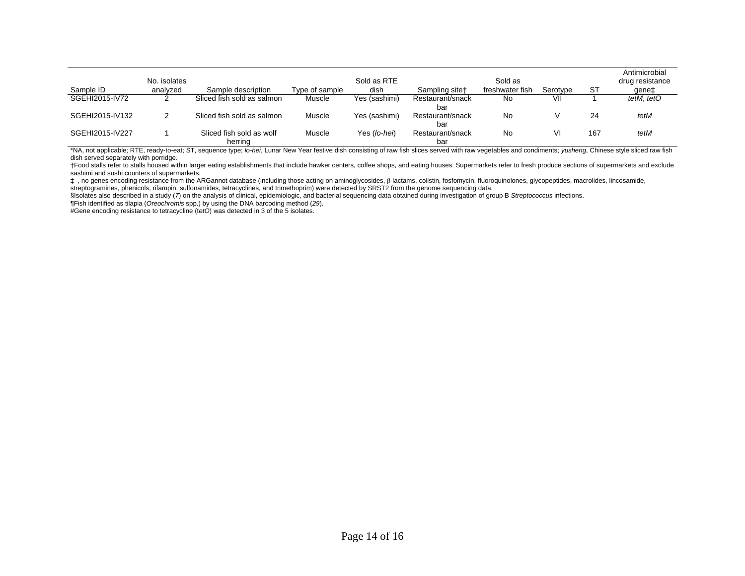| Sample ID | No. isolates analyzed | Sample description | Type of sample | Sold as RTE dish | Sampling site† | Sold as freshwater fish | Serotype | ST | Antimicrobial drug resistance gene‡ |
|---|---|---|---|---|---|---|---|---|---|
| SGEHI2015-IV72 | 2 | Sliced fish sold as salmon | Muscle | Yes (sashimi) | Restaurant/snack bar | No | VII | 1 | *tetM*, *tetO* |
| SGEHI2015-IV132 | 2 | Sliced fish sold as salmon | Muscle | Yes (sashimi) | Restaurant/snack bar | No | V | 24 | *tetM* |
| SGEHI2015-IV227 | 1 | Sliced fish sold as wolf herring | Muscle | Yes (*lo-hei*) | Restaurant/snack bar | No | VI | 167 | *tetM* |

*NA, not applicable; RTE, ready-to-eat; ST, sequence type; *lo-hei*, Lunar New Year festive dish consisting of raw fish slices served with raw vegetables and condiments; *yusheng*, Chinese style sliced raw fish dish served separately with porridge.

†Food stalls refer to stalls housed within larger eating establishments that include hawker centers, coffee shops, and eating houses. Supermarkets refer to fresh produce sections of supermarkets and exclude sashimi and sushi counters of supermarkets.

‡–, no genes encoding resistance from the ARGannot database (including those acting on aminoglycosides, β-lactams, colistin, fosfomycin, fluoroquinolones, glycopeptides, macrolides, lincosamide, streptogramines, phenicols, rifampin, sulfonamides, tetracyclines, and trimethoprim) were detected by SRST2 from the genome sequencing data.

§Isolates also described in a study (*7*) on the analysis of clinical, epidemiologic, and bacterial sequencing data obtained during investigation of group B *Streptococcus* infections.

¶Fish identified as tilapia (*Oreochromis* spp.) by using the DNA barcoding method (*29*).

#Gene encoding resistance to tetracycline (*tetO*) was detected in 3 of the 5 isolates.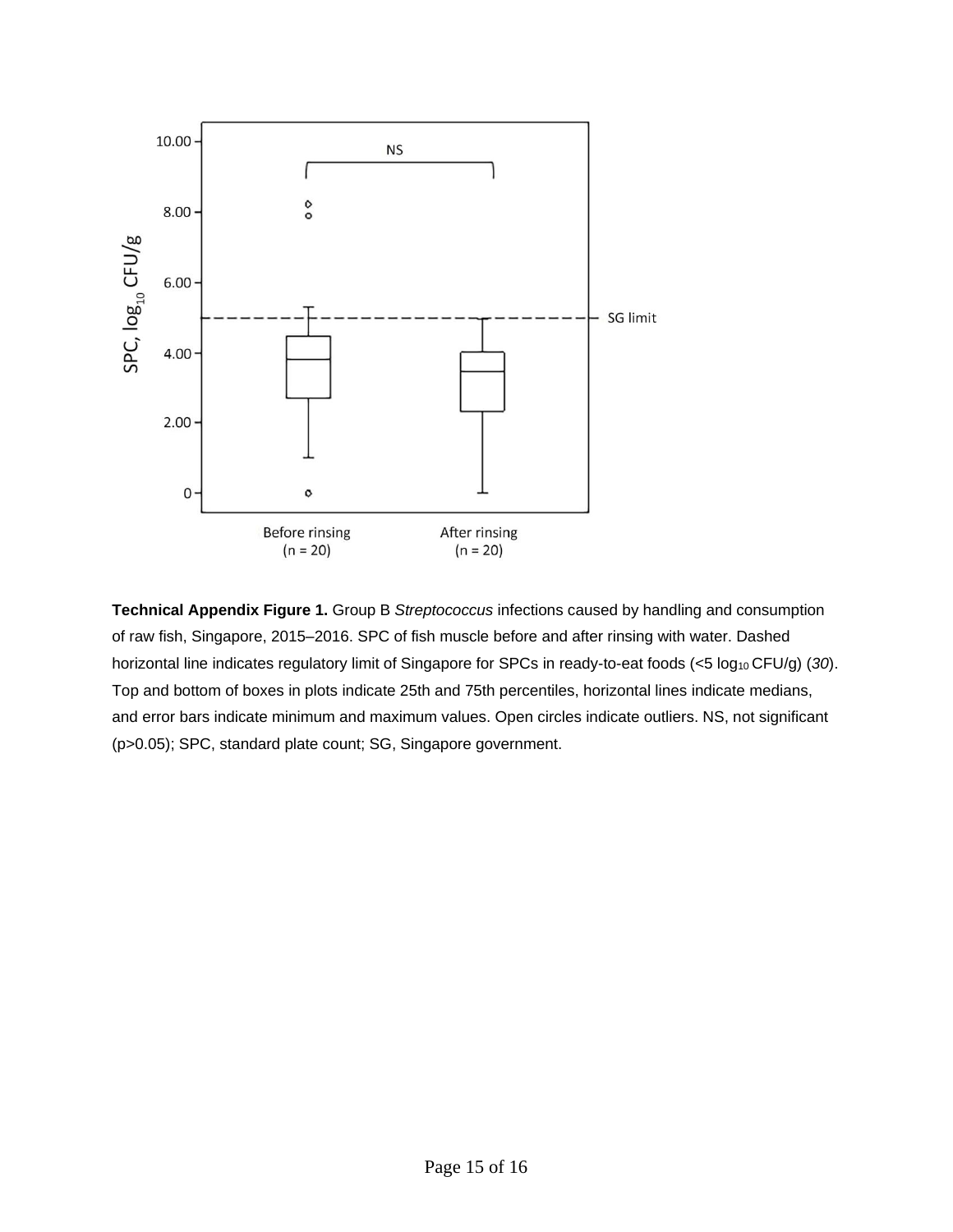**Technical Appendix Figure 1.** Group B *Streptococcus* infections caused by handling and consumption of raw fish, Singapore, 2015–2016. SPC of fish muscle before and after rinsing with water. Dashed horizontal line indicates regulatory limit of Singapore for SPCs in ready-to-eat foods (<5 $\log_{10}$ CFU/g) (*30*). Top and bottom of boxes in plots indicate 25th and 75th percentiles, horizontal lines indicate medians, and error bars indicate minimum and maximum values. Open circles indicate outliers. NS, not significant ($p>0.05$); SPC, standard plate count; SG, Singapore government.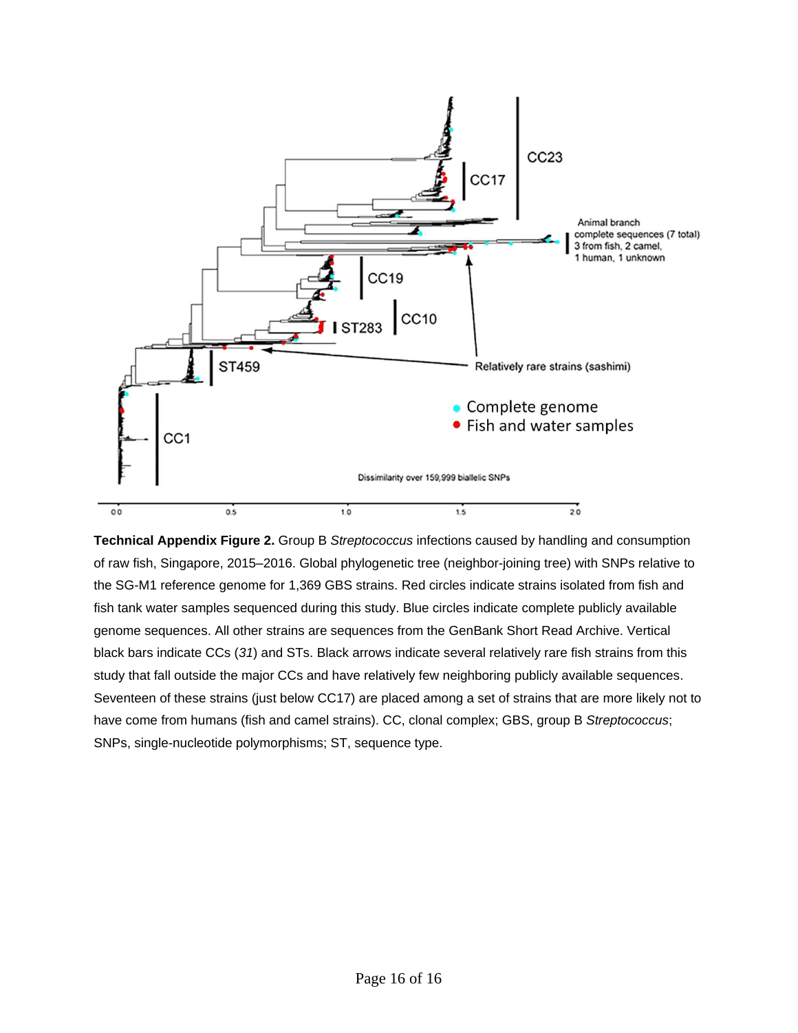CC23

CC17

Animal branch
complete sequences (7 total)
3 from fish, 2 camel,
1 human, 1 unknown

CC19

CC10

ST283

ST459

Relatively rare strains (sashimi)

Complete genome

Fish and water samples

CC1

Dissimilarity over 159,999 biallelic SNPs

0.0 0.5 1.0 1.5 2.0

**Technical Appendix Figure 2.** Group B *Streptococcus* infections caused by handling and consumption of raw fish, Singapore, 2015–2016. Global phylogenetic tree (neighbor-joining tree) with SNPs relative to the SG-M1 reference genome for 1,369 GBS strains. Red circles indicate strains isolated from fish and fish tank water samples sequenced during this study. Blue circles indicate complete publicly available genome sequences. All other strains are sequences from the GenBank Short Read Archive. Vertical black bars indicate CCs (*31*) and STs. Black arrows indicate several relatively rare fish strains from this study that fall outside the major CCs and have relatively few neighboring publicly available sequences. Seventeen of these strains (just below CC17) are placed among a set of strains that are more likely not to have come from humans (fish and camel strains). CC, clonal complex; GBS, group B *Streptococcus*; SNPs, single-nucleotide polymorphisms; ST, sequence type.